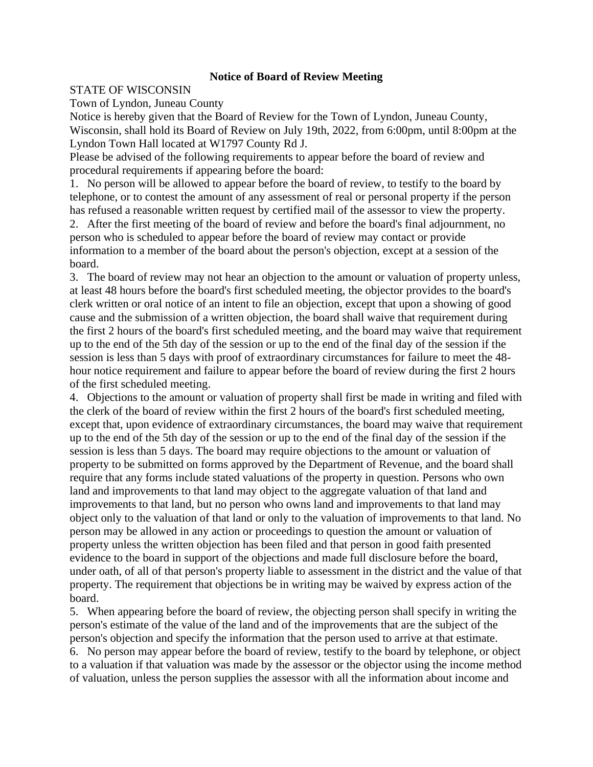**Notice of Board of Review Meeting**

STATE OF WISCONSIN

Town of Lyndon, Juneau County

Notice is hereby given that the Board of Review for the Town of Lyndon, Juneau County, Wisconsin, shall hold its Board of Review on July 19th, 2022, from 6:00pm, until 8:00pm at the Lyndon Town Hall located at W1797 County Rd J.

Please be advised of the following requirements to appear before the board of review and procedural requirements if appearing before the board:

1. No person will be allowed to appear before the board of review, to testify to the board by telephone, or to contest the amount of any assessment of real or personal property if the person has refused a reasonable written request by certified mail of the assessor to view the property.
2. After the first meeting of the board of review and before the board's final adjournment, no person who is scheduled to appear before the board of review may contact or provide information to a member of the board about the person's objection, except at a session of the board.
3. The board of review may not hear an objection to the amount or valuation of property unless, at least 48 hours before the board's first scheduled meeting, the objector provides to the board's clerk written or oral notice of an intent to file an objection, except that upon a showing of good cause and the submission of a written objection, the board shall waive that requirement during the first 2 hours of the board's first scheduled meeting, and the board may waive that requirement up to the end of the 5th day of the session or up to the end of the final day of the session if the session is less than 5 days with proof of extraordinary circumstances for failure to meet the 48-hour notice requirement and failure to appear before the board of review during the first 2 hours of the first scheduled meeting.
4. Objections to the amount or valuation of property shall first be made in writing and filed with the clerk of the board of review within the first 2 hours of the board's first scheduled meeting, except that, upon evidence of extraordinary circumstances, the board may waive that requirement up to the end of the 5th day of the session or up to the end of the final day of the session if the session is less than 5 days. The board may require objections to the amount or valuation of property to be submitted on forms approved by the Department of Revenue, and the board shall require that any forms include stated valuations of the property in question. Persons who own land and improvements to that land may object to the aggregate valuation of that land and improvements to that land, but no person who owns land and improvements to that land may object only to the valuation of that land or only to the valuation of improvements to that land. No person may be allowed in any action or proceedings to question the amount or valuation of property unless the written objection has been filed and that person in good faith presented evidence to the board in support of the objections and made full disclosure before the board, under oath, of all of that person's property liable to assessment in the district and the value of that property. The requirement that objections be in writing may be waived by express action of the board.
5. When appearing before the board of review, the objecting person shall specify in writing the person's estimate of the value of the land and of the improvements that are the subject of the person's objection and specify the information that the person used to arrive at that estimate.
6. No person may appear before the board of review, testify to the board by telephone, or object to a valuation if that valuation was made by the assessor or the objector using the income method of valuation, unless the person supplies the assessor with all the information about income and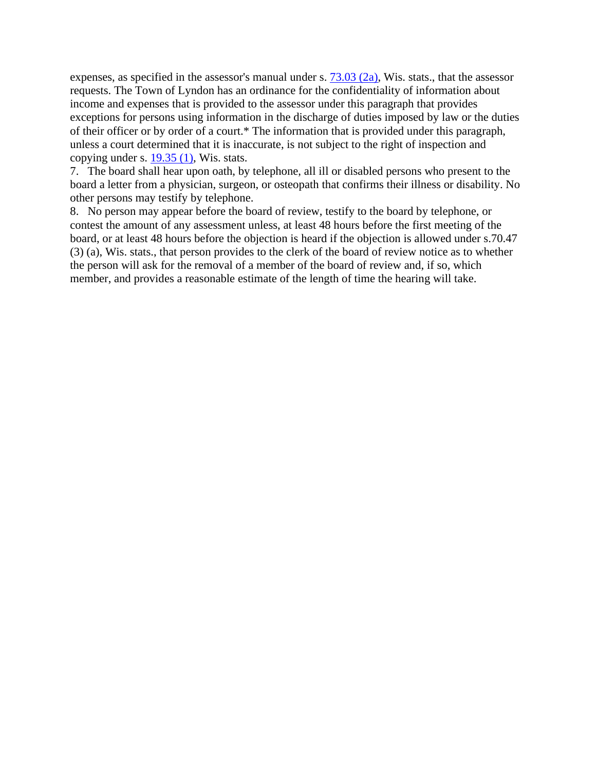expenses, as specified in the assessor's manual under s. 73.03 (2a), Wis. stats., that the assessor requests. The Town of Lyndon has an ordinance for the confidentiality of information about income and expenses that is provided to the assessor under this paragraph that provides exceptions for persons using information in the discharge of duties imposed by law or the duties of their officer or by order of a court.* The information that is provided under this paragraph, unless a court determined that it is inaccurate, is not subject to the right of inspection and copying under s. 19.35 (1), Wis. stats.

7. The board shall hear upon oath, by telephone, all ill or disabled persons who present to the board a letter from a physician, surgeon, or osteopath that confirms their illness or disability. No other persons may testify by telephone.

8. No person may appear before the board of review, testify to the board by telephone, or contest the amount of any assessment unless, at least 48 hours before the first meeting of the board, or at least 48 hours before the objection is heard if the objection is allowed under s.70.47 (3) (a), Wis. stats., that person provides to the clerk of the board of review notice as to whether the person will ask for the removal of a member of the board of review and, if so, which member, and provides a reasonable estimate of the length of time the hearing will take.